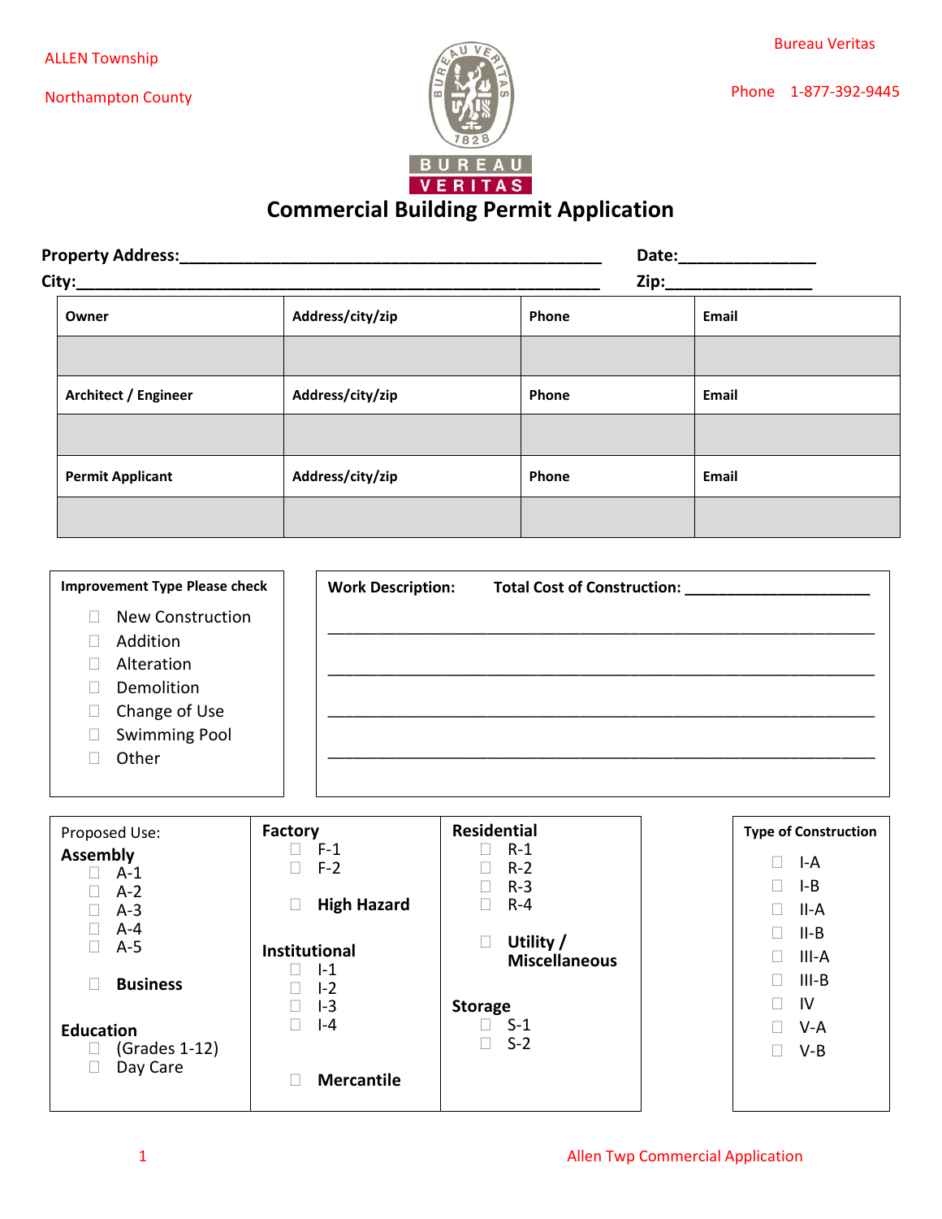ALLEN Township

Northampton County

Bureau Veritas

Phone 1-877-392-9445

# Commercial Building Permit Application

**Property Address:**_______________________________________________ **Date:**_______________

**City:**_______________________________________________________ **Zip:**________________

| Owner | Address/city/zip | Phone | Email |
|---|---|---|---|
| | | | |
| **Architect / Engineer** | **Address/city/zip** | **Phone** | **Email** |
| | | | |
| **Permit Applicant** | **Address/city/zip** | **Phone** | **Email** |
| | | | |

**Improvement Type Please check**

- ☐ New Construction
- ☐ Addition
- ☐ Alteration
- ☐ Demolition
- ☐ Change of Use
- ☐ Swimming Pool
- ☐ Other

**Work Description:** **Total Cost of Construction:** _____________________

_____________________________________________________________

_____________________________________________________________

_____________________________________________________________

_____________________________________________________________

Proposed Use:

**Assembly**
- ☐ A-1
- ☐ A-2
- ☐ A-3
- ☐ A-4
- ☐ A-5

☐ **Business**

**Education**
- ☐ (Grades 1-12)
- ☐ Day Care

**Factory**
- ☐ F-1
- ☐ F-2

☐ **High Hazard**

**Institutional**
- ☐ I-1
- ☐ I-2
- ☐ I-3
- ☐ I-4

☐ **Mercantile**

**Residential**
- ☐ R-1
- ☐ R-2
- ☐ R-3
- ☐ R-4

☐ **Utility / Miscellaneous**

**Storage**
- ☐ S-1
- ☐ S-2

**Type of Construction**
- ☐ I-A
- ☐ I-B
- ☐ II-A
- ☐ II-B
- ☐ III-A
- ☐ III-B
- ☐ IV
- ☐ V-A
- ☐ V-B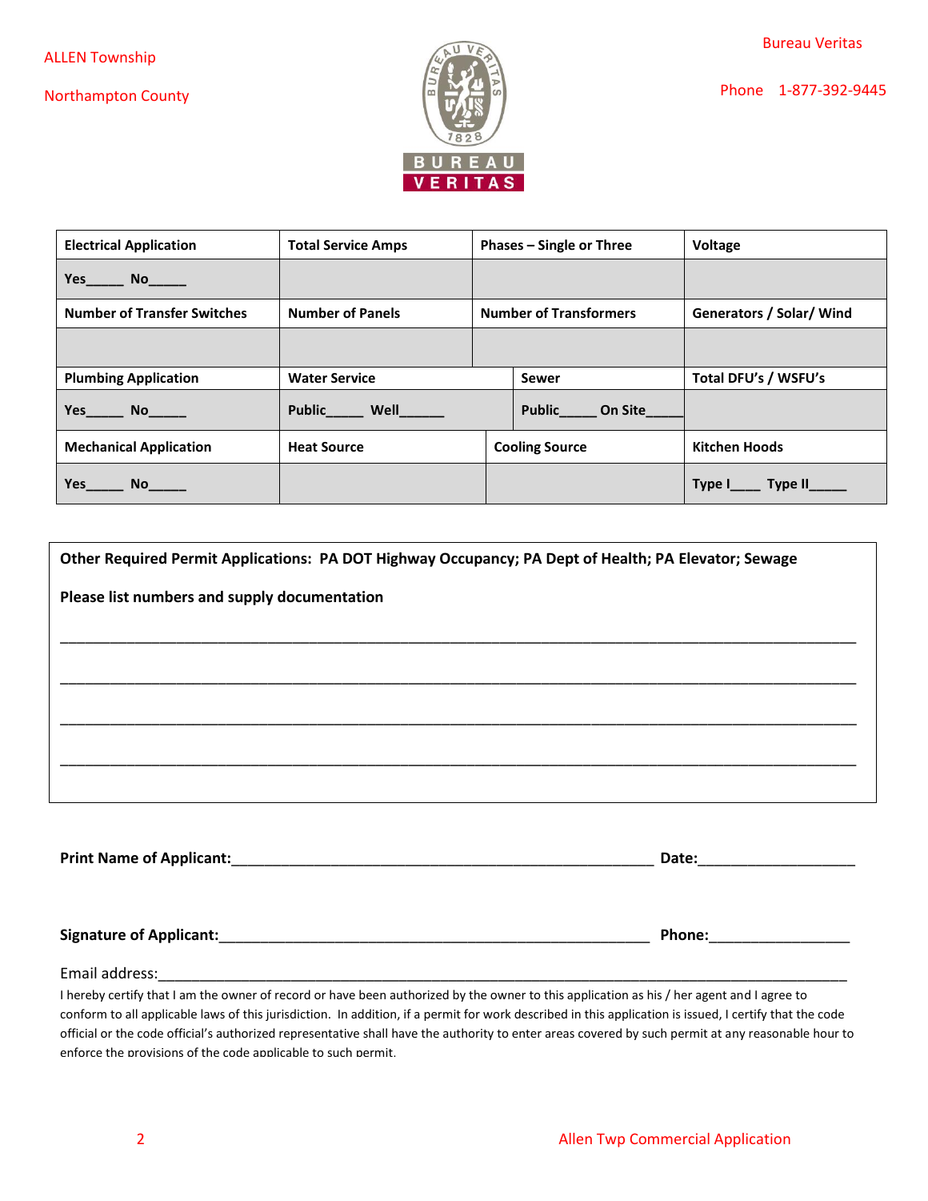ALLEN Township

Northampton County

Bureau Veritas

Phone 1-877-392-9445

| | | | |
|---|---|---|---|
| **Electrical Application** | **Total Service Amps** | **Phases – Single or Three** | **Voltage** |
| **Yes_____ No_____** | | | |
| **Number of Transfer Switches** | **Number of Panels** | **Number of Transformers** | **Generators / Solar/ Wind** |
| | | | |
| **Plumbing Application** | **Water Service** | **Sewer** | **Total DFU's / WSFU's** |
| **Yes_____ No_____** | **Public_____ Well______** | **Public_____ On Site_____** | |
| **Mechanical Application** | **Heat Source** | **Cooling Source** | **Kitchen Hoods** |
| **Yes_____ No_____** | | | **Type I____ Type II_____** |

**Other Required Permit Applications: PA DOT Highway Occupancy; PA Dept of Health; PA Elevator; Sewage**

**Please list numbers and supply documentation**

____________________________________________________________________________________________

____________________________________________________________________________________________

____________________________________________________________________________________________

____________________________________________________________________________________________

**Print Name of Applicant:**_____________________________________________________ **Date:**___________________

**Signature of Applicant:**______________________________________________________ **Phone:**_________________

Email address:_____________________________________________________________________________________

I hereby certify that I am the owner of record or have been authorized by the owner to this application as his / her agent and I agree to conform to all applicable laws of this jurisdiction. In addition, if a permit for work described in this application is issued, I certify that the code official or the code official's authorized representative shall have the authority to enter areas covered by such permit at any reasonable hour to enforce the provisions of the code applicable to such permit.